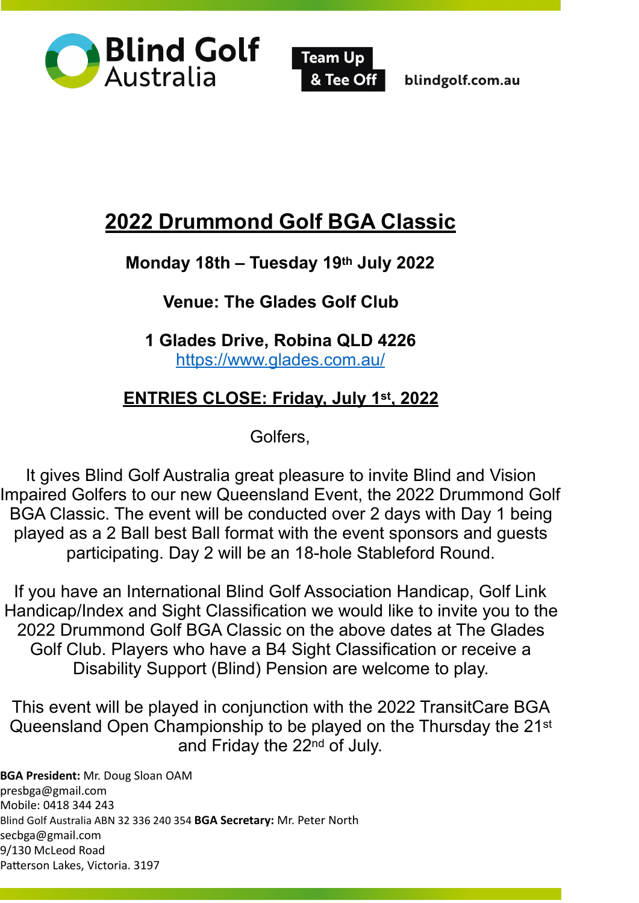Blind Golf Australia

Team Up & Tee Off

blindgolf.com.au

# 2022 Drummond Golf BGA Classic

**Monday 18th – Tuesday 19th July 2022**

**Venue: The Glades Golf Club**

**1 Glades Drive, Robina QLD 4226**
https://www.glades.com.au/

**ENTRIES CLOSE: Friday, July 1st, 2022**

Golfers,

It gives Blind Golf Australia great pleasure to invite Blind and Vision Impaired Golfers to our new Queensland Event, the 2022 Drummond Golf BGA Classic. The event will be conducted over 2 days with Day 1 being played as a 2 Ball best Ball format with the event sponsors and guests participating. Day 2 will be an 18-hole Stableford Round.

If you have an International Blind Golf Association Handicap, Golf Link Handicap/Index and Sight Classification we would like to invite you to the 2022 Drummond Golf BGA Classic on the above dates at The Glades Golf Club. Players who have a B4 Sight Classification or receive a Disability Support (Blind) Pension are welcome to play.

This event will be played in conjunction with the 2022 TransitCare BGA Queensland Open Championship to be played on the Thursday the 21st and Friday the 22nd of July.

**BGA President:** Mr. Doug Sloan OAM
presbga@gmail.com
Mobile: 0418 344 243
Blind Golf Australia ABN 32 336 240 354 **BGA Secretary:** Mr. Peter North
secbga@gmail.com
9/130 McLeod Road
Patterson Lakes, Victoria. 3197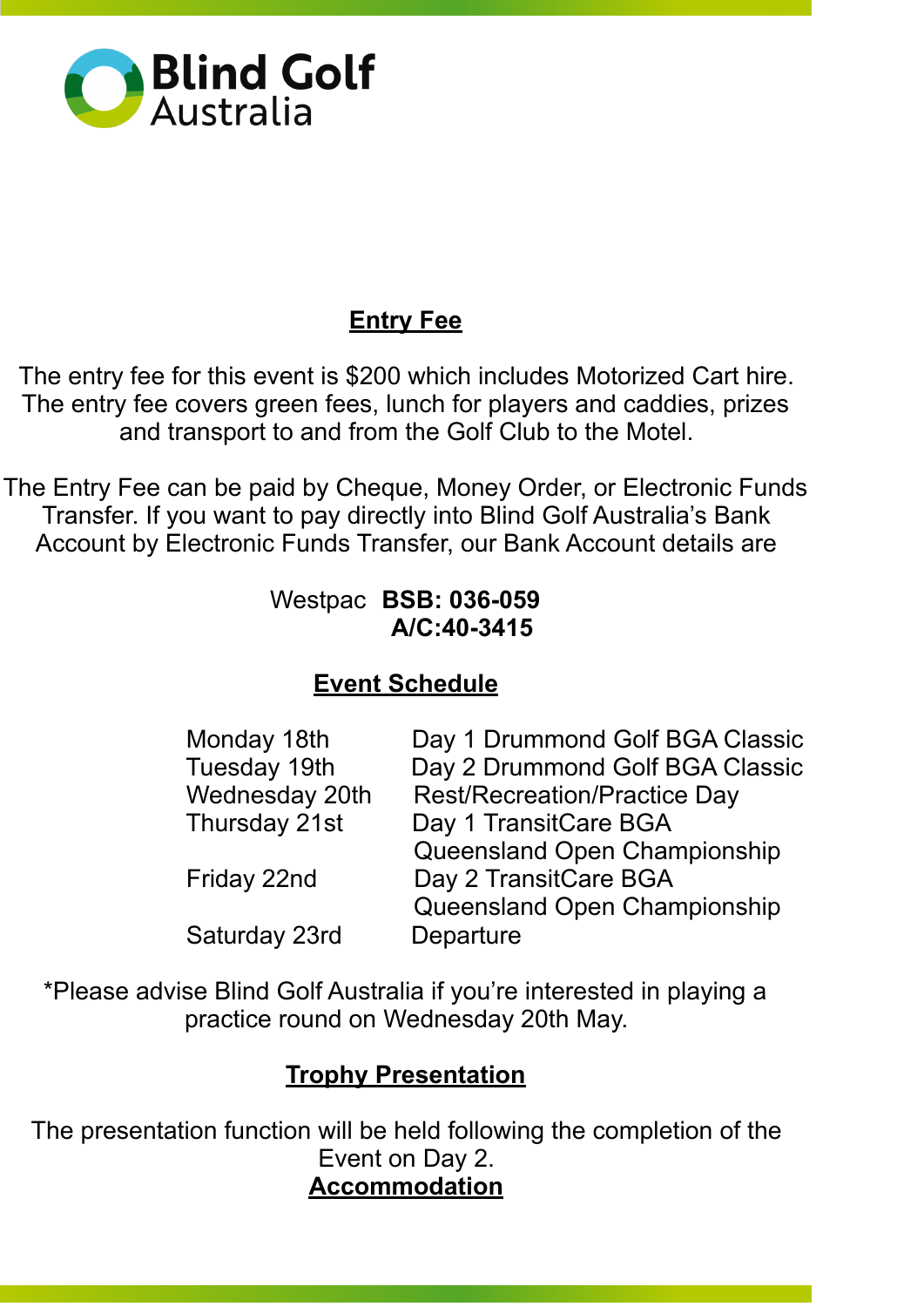Blind Golf Australia

## Entry Fee

The entry fee for this event is $200 which includes Motorized Cart hire. The entry fee covers green fees, lunch for players and caddies, prizes and transport to and from the Golf Club to the Motel.

The Entry Fee can be paid by Cheque, Money Order, or Electronic Funds Transfer. If you want to pay directly into Blind Golf Australia's Bank Account by Electronic Funds Transfer, our Bank Account details are

Westpac **BSB: 036-059**
**A/C:40-3415**

## Event Schedule

| | |
|---|---|
| Monday 18th | Day 1 Drummond Golf BGA Classic |
| Tuesday 19th | Day 2 Drummond Golf BGA Classic |
| Wednesday 20th | Rest/Recreation/Practice Day |
| Thursday 21st | Day 1 TransitCare BGA Queensland Open Championship |
| Friday 22nd | Day 2 TransitCare BGA Queensland Open Championship |
| Saturday 23rd | Departure |

*Please advise Blind Golf Australia if you're interested in playing a practice round on Wednesday 20th May.

## Trophy Presentation

The presentation function will be held following the completion of the Event on Day 2.

## Accommodation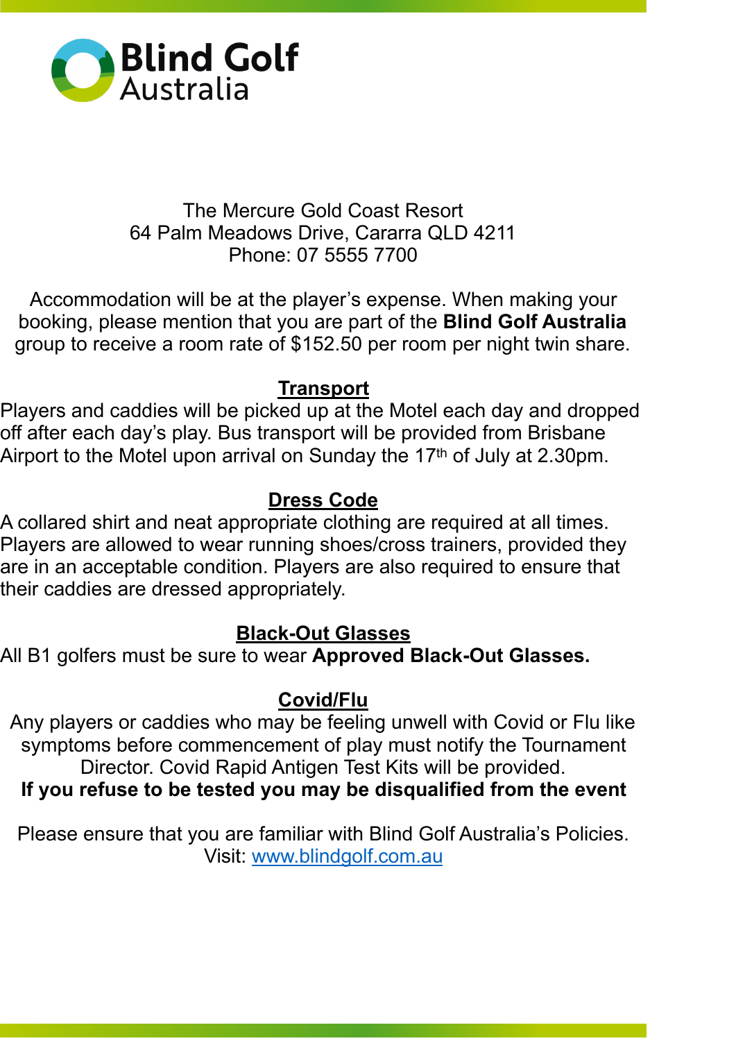Blind Golf Australia

The Mercure Gold Coast Resort
64 Palm Meadows Drive, Cararra QLD 4211
Phone: 07 5555 7700

Accommodation will be at the player's expense. When making your booking, please mention that you are part of the **Blind Golf Australia** group to receive a room rate of $152.50 per room per night twin share.

## Transport

Players and caddies will be picked up at the Motel each day and dropped off after each day's play. Bus transport will be provided from Brisbane Airport to the Motel upon arrival on Sunday the 17th of July at 2.30pm.

## Dress Code

A collared shirt and neat appropriate clothing are required at all times. Players are allowed to wear running shoes/cross trainers, provided they are in an acceptable condition. Players are also required to ensure that their caddies are dressed appropriately.

## Black-Out Glasses

All B1 golfers must be sure to wear **Approved Black-Out Glasses.**

## Covid/Flu

Any players or caddies who may be feeling unwell with Covid or Flu like symptoms before commencement of play must notify the Tournament Director. Covid Rapid Antigen Test Kits will be provided.

**If you refuse to be tested you may be disqualified from the event**

Please ensure that you are familiar with Blind Golf Australia's Policies.
Visit: [www.blindgolf.com.au](http://www.blindgolf.com.au)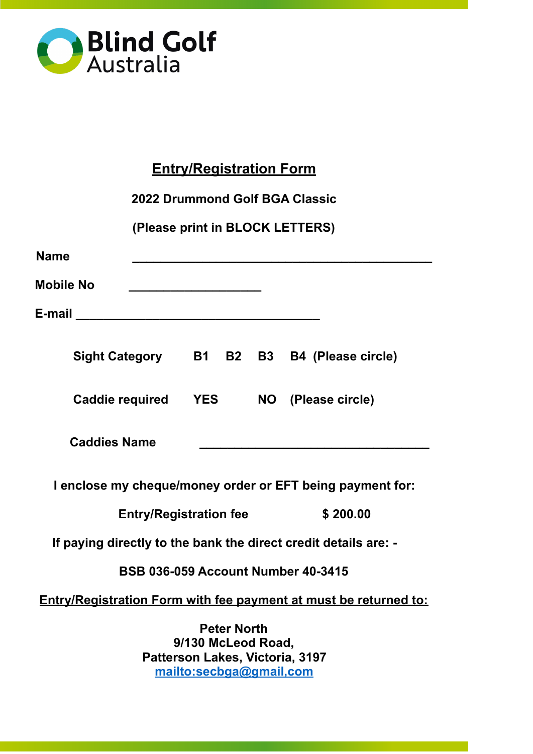Blind Golf Australia

## Entry/Registration Form

**2022 Drummond Golf BGA Classic**

**(Please print in BLOCK LETTERS)**

**Name** ______________________________________________

**Mobile No** ____________________

**E-mail** _____________________________________

**Sight Category** B1 B2 B3 B4 (Please circle)

**Caddie required** YES NO (Please circle)

**Caddies Name** ___________________________________

**I enclose my cheque/money order or EFT being payment for:**

**Entry/Registration fee** **$ 200.00**

**If paying directly to the bank the direct credit details are: -**

**BSB 036-059 Account Number 40-3415**

**Entry/Registration Form with fee payment at must be returned to:**

**Peter North**
**9/130 McLeod Road,**
**Patterson Lakes, Victoria, 3197**
**mailto:secbga@gmail,com**